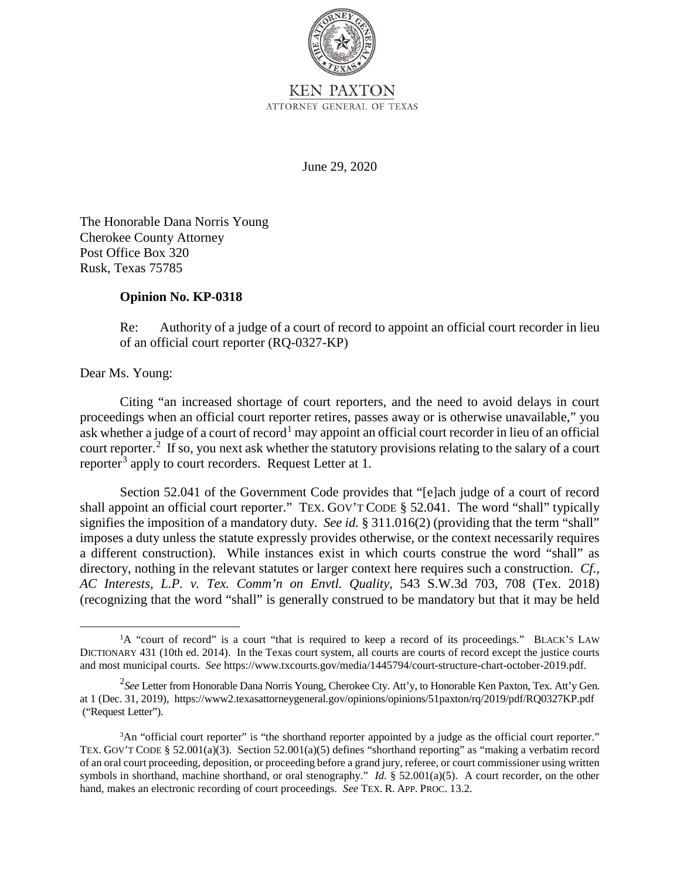KEN PAXTON

ATTORNEY GENERAL OF TEXAS

June 29, 2020

The Honorable Dana Norris Young
Cherokee County Attorney
Post Office Box 320
Rusk, Texas 75785

**Opinion No. KP-0318**

Re: Authority of a judge of a court of record to appoint an official court recorder in lieu of an official court reporter (RQ-0327-KP)

Dear Ms. Young:

Citing "an increased shortage of court reporters, and the need to avoid delays in court proceedings when an official court reporter retires, passes away or is otherwise unavailable," you ask whether a judge of a court of record[1] may appoint an official court recorder in lieu of an official court reporter.[2] If so, you next ask whether the statutory provisions relating to the salary of a court reporter[3] apply to court recorders. Request Letter at 1.

Section 52.041 of the Government Code provides that "[e]ach judge of a court of record shall appoint an official court reporter." TEX. GOV'T CODE § 52.041. The word "shall" typically signifies the imposition of a mandatory duty. *See id.* § 311.016(2) (providing that the term "shall" imposes a duty unless the statute expressly provides otherwise, or the context necessarily requires a different construction). While instances exist in which courts construe the word "shall" as directory, nothing in the relevant statutes or larger context here requires such a construction. *Cf., AC Interests, L.P. v. Tex. Comm'n on Envtl. Quality*, 543 S.W.3d 703, 708 (Tex. 2018) (recognizing that the word "shall" is generally construed to be mandatory but that it may be held

[1]A "court of record" is a court "that is required to keep a record of its proceedings." BLACK'S LAW DICTIONARY 431 (10th ed. 2014). In the Texas court system, all courts are courts of record except the justice courts and most municipal courts. *See* https://www.txcourts.gov/media/1445794/court-structure-chart-october-2019.pdf.

[2]*See* Letter from Honorable Dana Norris Young, Cherokee Cty. Att'y, to Honorable Ken Paxton, Tex. Att'y Gen. at 1 (Dec. 31, 2019), https://www2.texasattorneygeneral.gov/opinions/opinions/51paxton/rq/2019/pdf/RQ0327KP.pdf ("Request Letter").

[3]An "official court reporter" is "the shorthand reporter appointed by a judge as the official court reporter." TEX. GOV'T CODE § 52.001(a)(3). Section 52.001(a)(5) defines "shorthand reporting" as "making a verbatim record of an oral court proceeding, deposition, or proceeding before a grand jury, referee, or court commissioner using written symbols in shorthand, machine shorthand, or oral stenography." *Id.* § 52.001(a)(5). A court recorder, on the other hand, makes an electronic recording of court proceedings. *See* TEX. R. APP. PROC. 13.2.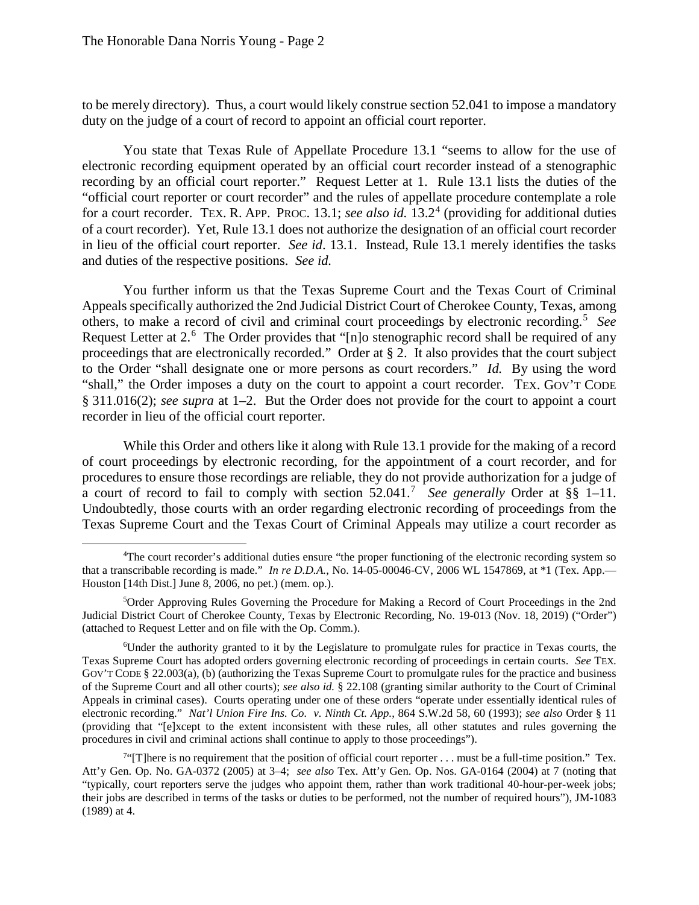to be merely directory). Thus, a court would likely construe section 52.041 to impose a mandatory duty on the judge of a court of record to appoint an official court reporter.

You state that Texas Rule of Appellate Procedure 13.1 "seems to allow for the use of electronic recording equipment operated by an official court recorder instead of a stenographic recording by an official court reporter." Request Letter at 1. Rule 13.1 lists the duties of the "official court reporter or court recorder" and the rules of appellate procedure contemplate a role for a court recorder. TEX. R. APP. PROC. 13.1; *see also id.* 13.2[4] (providing for additional duties of a court recorder). Yet, Rule 13.1 does not authorize the designation of an official court recorder in lieu of the official court reporter. *See id*. 13.1. Instead, Rule 13.1 merely identifies the tasks and duties of the respective positions. *See id.*

You further inform us that the Texas Supreme Court and the Texas Court of Criminal Appeals specifically authorized the 2nd Judicial District Court of Cherokee County, Texas, among others, to make a record of civil and criminal court proceedings by electronic recording.[5] *See* Request Letter at 2.[6] The Order provides that "[n]o stenographic record shall be required of any proceedings that are electronically recorded." Order at § 2. It also provides that the court subject to the Order "shall designate one or more persons as court recorders." *Id.* By using the word "shall," the Order imposes a duty on the court to appoint a court recorder. TEX. GOV'T CODE § 311.016(2); *see supra* at 1–2. But the Order does not provide for the court to appoint a court recorder in lieu of the official court reporter.

While this Order and others like it along with Rule 13.1 provide for the making of a record of court proceedings by electronic recording, for the appointment of a court recorder, and for procedures to ensure those recordings are reliable, they do not provide authorization for a judge of a court of record to fail to comply with section 52.041.[7] *See generally* Order at §§ 1–11. Undoubtedly, those courts with an order regarding electronic recording of proceedings from the Texas Supreme Court and the Texas Court of Criminal Appeals may utilize a court recorder as

---

[4] The court recorder's additional duties ensure "the proper functioning of the electronic recording system so that a transcribable recording is made." *In re D.D.A.*, No. 14-05-00046-CV, 2006 WL 1547869, at *1 (Tex. App.—Houston [14th Dist.] June 8, 2006, no pet.) (mem. op.).

[5] Order Approving Rules Governing the Procedure for Making a Record of Court Proceedings in the 2nd Judicial District Court of Cherokee County, Texas by Electronic Recording, No. 19-013 (Nov. 18, 2019) ("Order") (attached to Request Letter and on file with the Op. Comm.).

[6] Under the authority granted to it by the Legislature to promulgate rules for practice in Texas courts, the Texas Supreme Court has adopted orders governing electronic recording of proceedings in certain courts. *See* TEX. GOV'T CODE § 22.003(a), (b) (authorizing the Texas Supreme Court to promulgate rules for the practice and business of the Supreme Court and all other courts); *see also id.* § 22.108 (granting similar authority to the Court of Criminal Appeals in criminal cases). Courts operating under one of these orders "operate under essentially identical rules of electronic recording." *Nat'l Union Fire Ins. Co. v. Ninth Ct. App.*, 864 S.W.2d 58, 60 (1993); *see also* Order § 11 (providing that "[e]xcept to the extent inconsistent with these rules, all other statutes and rules governing the procedures in civil and criminal actions shall continue to apply to those proceedings").

[7] "[T]here is no requirement that the position of official court reporter . . . must be a full-time position." Tex. Att'y Gen. Op. No. GA-0372 (2005) at 3–4; *see also* Tex. Att'y Gen. Op. Nos. GA-0164 (2004) at 7 (noting that "typically, court reporters serve the judges who appoint them, rather than work traditional 40-hour-per-week jobs; their jobs are described in terms of the tasks or duties to be performed, not the number of required hours"), JM-1083 (1989) at 4.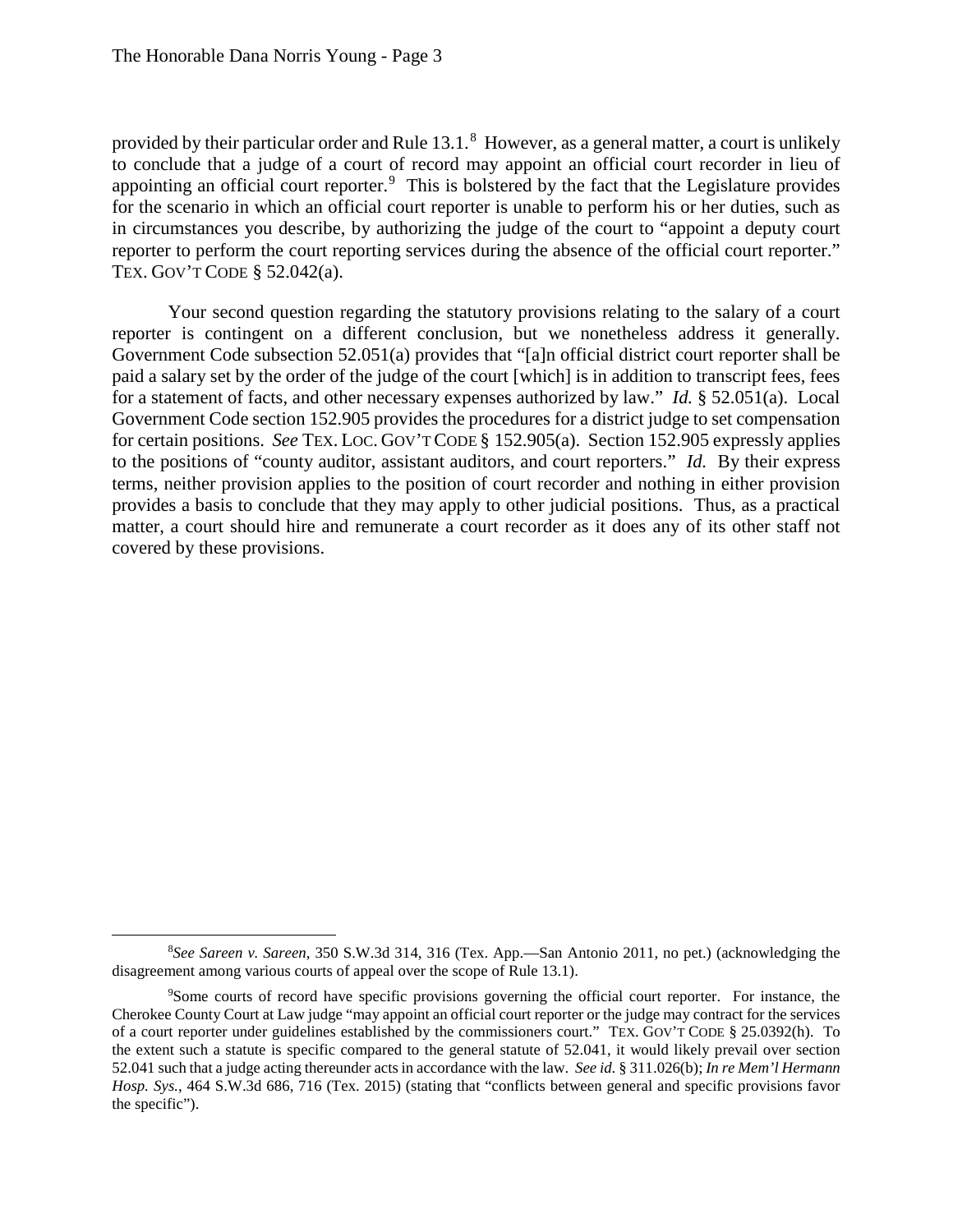provided by their particular order and Rule 13.1.[8] However, as a general matter, a court is unlikely to conclude that a judge of a court of record may appoint an official court recorder in lieu of appointing an official court reporter.[9] This is bolstered by the fact that the Legislature provides for the scenario in which an official court reporter is unable to perform his or her duties, such as in circumstances you describe, by authorizing the judge of the court to "appoint a deputy court reporter to perform the court reporting services during the absence of the official court reporter." TEX. GOV'T CODE § 52.042(a).

Your second question regarding the statutory provisions relating to the salary of a court reporter is contingent on a different conclusion, but we nonetheless address it generally. Government Code subsection 52.051(a) provides that "[a]n official district court reporter shall be paid a salary set by the order of the judge of the court [which] is in addition to transcript fees, fees for a statement of facts, and other necessary expenses authorized by law." *Id.* § 52.051(a). Local Government Code section 152.905 provides the procedures for a district judge to set compensation for certain positions. *See* TEX. LOC. GOV'T CODE § 152.905(a). Section 152.905 expressly applies to the positions of "county auditor, assistant auditors, and court reporters." *Id.* By their express terms, neither provision applies to the position of court recorder and nothing in either provision provides a basis to conclude that they may apply to other judicial positions. Thus, as a practical matter, a court should hire and remunerate a court recorder as it does any of its other staff not covered by these provisions.

---

[8]*See Sareen v. Sareen*, 350 S.W.3d 314, 316 (Tex. App.—San Antonio 2011, no pet.) (acknowledging the disagreement among various courts of appeal over the scope of Rule 13.1).

[9]Some courts of record have specific provisions governing the official court reporter. For instance, the Cherokee County Court at Law judge "may appoint an official court reporter or the judge may contract for the services of a court reporter under guidelines established by the commissioners court." TEX. GOV'T CODE § 25.0392(h). To the extent such a statute is specific compared to the general statute of 52.041, it would likely prevail over section 52.041 such that a judge acting thereunder acts in accordance with the law. *See id.* § 311.026(b); *In re Mem'l Hermann Hosp. Sys.*, 464 S.W.3d 686, 716 (Tex. 2015) (stating that "conflicts between general and specific provisions favor the specific").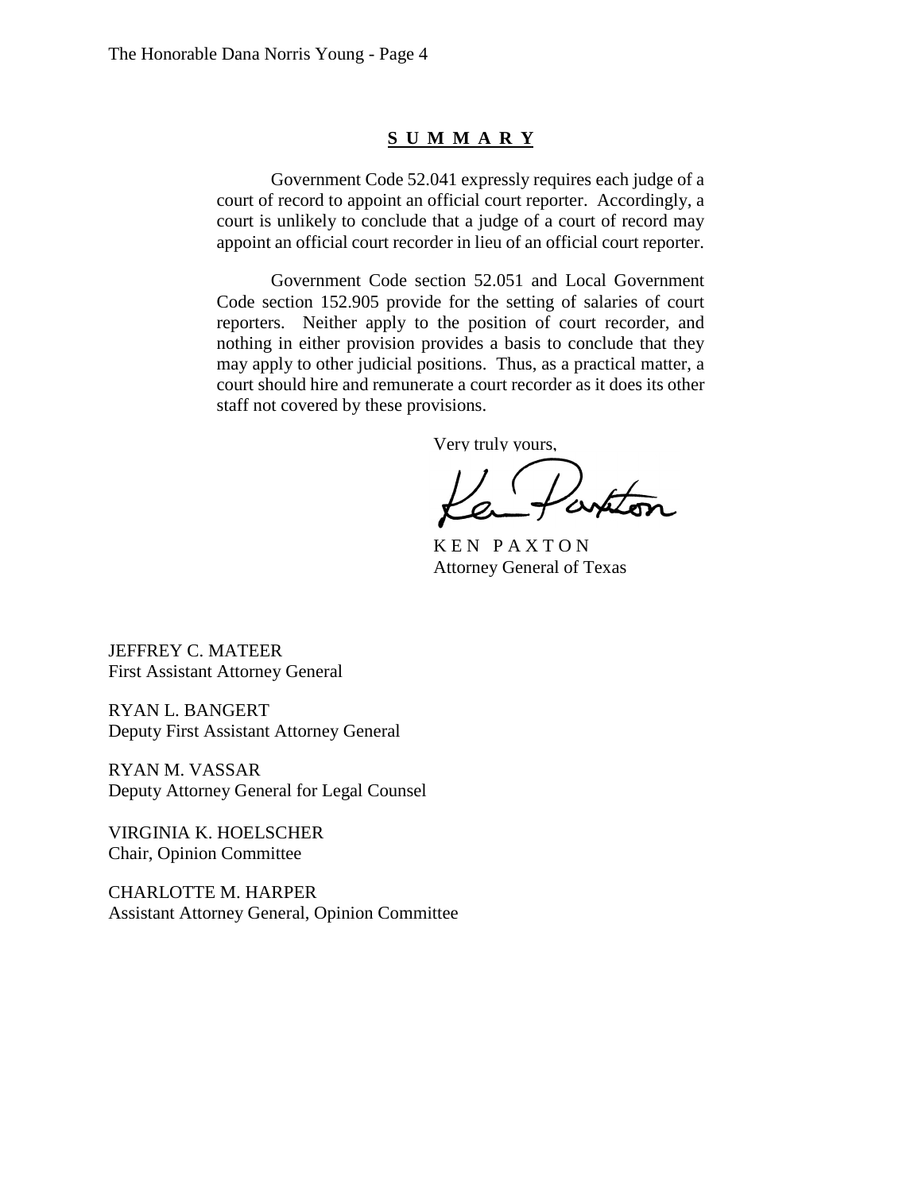## **S U M M A R Y**

Government Code 52.041 expressly requires each judge of a court of record to appoint an official court reporter. Accordingly, a court is unlikely to conclude that a judge of a court of record may appoint an official court recorder in lieu of an official court reporter.

Government Code section 52.051 and Local Government Code section 152.905 provide for the setting of salaries of court reporters. Neither apply to the position of court recorder, and nothing in either provision provides a basis to conclude that they may apply to other judicial positions. Thus, as a practical matter, a court should hire and remunerate a court recorder as it does its other staff not covered by these provisions.

Very truly yours,

K E N P A X T O N
Attorney General of Texas

JEFFREY C. MATEER
First Assistant Attorney General

RYAN L. BANGERT
Deputy First Assistant Attorney General

RYAN M. VASSAR
Deputy Attorney General for Legal Counsel

VIRGINIA K. HOELSCHER
Chair, Opinion Committee

CHARLOTTE M. HARPER
Assistant Attorney General, Opinion Committee